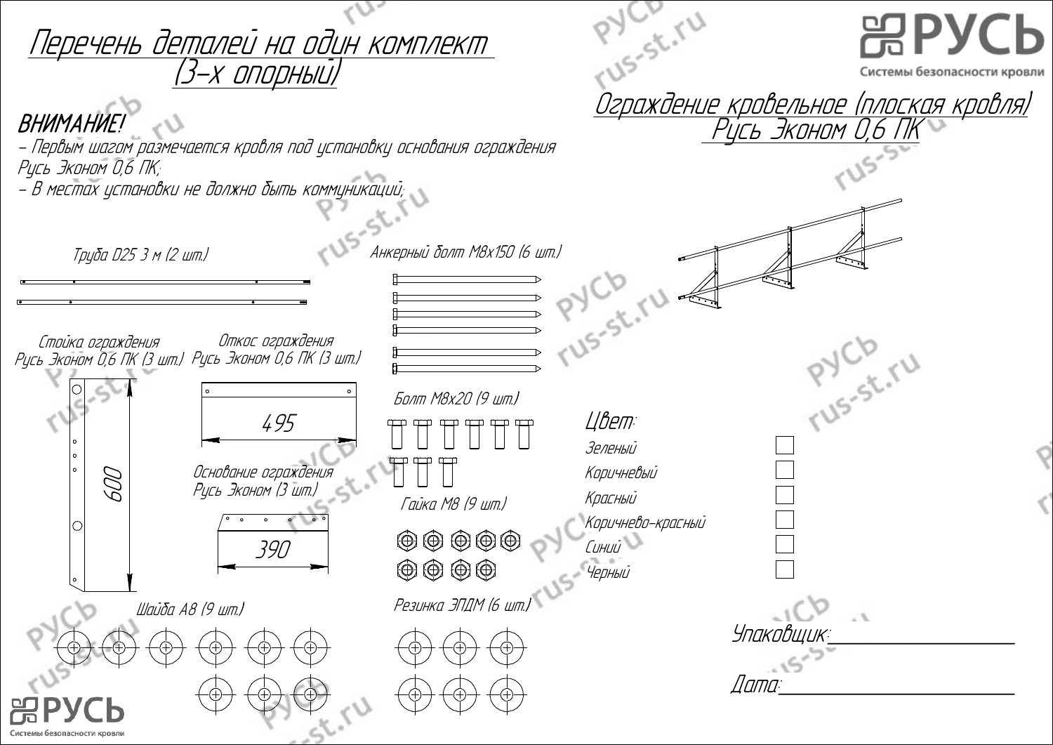# Перечень деталей на один комплект (3-х опорный)

## Ограждение кровельное (плоская кровля) Русь Эконом 0,6 ПК

**ВНИМАНИЕ!**

- Первым шагом размечается кровля под установку основания ограждения Русь Эконом 0,6 ПК;
- В местах установки не должно быть коммуникаций;

Труба D25 3 м (2 шт.)

Анкерный болт М8х150 (6 шт.)

Стойка ограждения Русь Эконом 0,6 ПК (3 шт.)

600

Откос ограждения Русь Эконом 0,6 ПК (3 шт.)

495

Основание ограждения Русь Эконом (3 шт.)

390

Болт М8х20 (9 шт.)

Гайка М8 (9 шт.)

Шайба А8 (9 шт.)

Резинка ЭПДМ (6 шт.)

Цвет:

- Зеленый ☐
- Коричневый ☐
- Красный ☐
- Коричнево-красный ☐
- Синий ☐
- Черный ☐

Упаковщик:____________________

Дата:____________________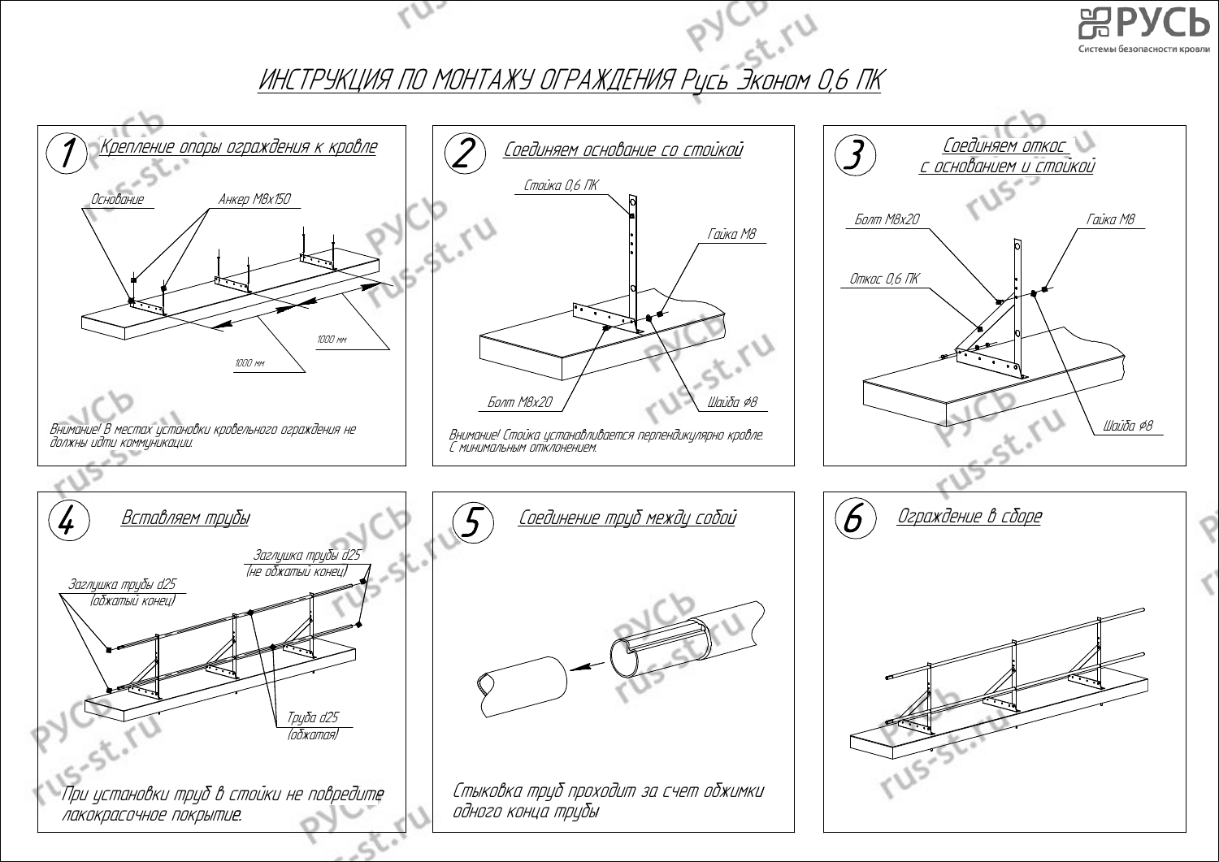РУСЬ
Системы безопасности кровли

# ИНСТРУКЦИЯ ПО МОНТАЖУ ОГРАЖДЕНИЯ Русь Эконом 0,6 ПК

## 1 Крепление опоры ограждения к кровле

Основание

Анкер М8х150

1000 мм

1000 мм

Внимание! В местах установки кровельного ограждения не должны идти коммуникации.

## 2 Соединяем основание со стойкой

Стойка 0,6 ПК

Гайка М8

Болт М8х20

Шайба ф8

Внимание! Стойка устанавливается перпендикулярно кровле. С минимальным отклонением.

## 3 Соединяем откос с основанием и стойкой

Болт М8х20

Гайка М8

Откос 0,6 ПК

Шайба ф8

## 4 Вставляем трубы

Заглушка трубы d25 (не обжатый конец)

Заглушка трубы d25 (обжатый конец)

Труба d25 (обжатая)

При установки труб в стойки не повредите лакокрасочное покрытие.

## 5 Соединение труб между собой

Стыковка труб проходит за счет обжимки одного конца трубы

## 6 Ограждение в сборе